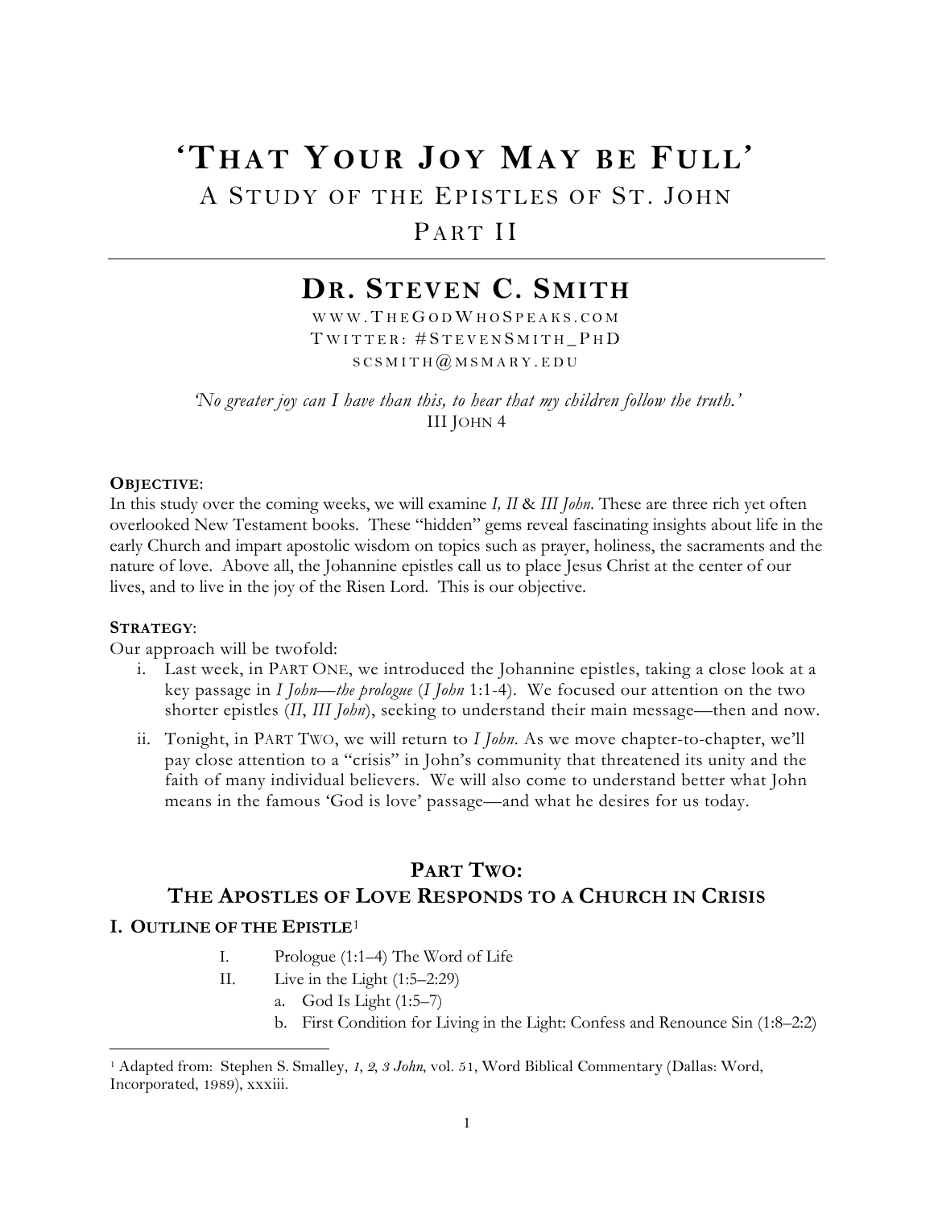# 'THAT YOUR JOY MAY BE FULL'

## A STUDY OF THE EPISTLES OF ST. JOHN

## PART II

---

## DR. STEVEN C. SMITH

WWW.THEGODWHOSPEAKS.COM
TWITTER: #STEVENSMITH_PHD
SCSMITH@MSMARY.EDU

*'No greater joy can I have than this, to hear that my children follow the truth.'*
III JOHN 4

**OBJECTIVE**:
In this study over the coming weeks, we will examine *I, II* & *III John*. These are three rich yet often overlooked New Testament books. These "hidden" gems reveal fascinating insights about life in the early Church and impart apostolic wisdom on topics such as prayer, holiness, the sacraments and the nature of love. Above all, the Johannine epistles call us to place Jesus Christ at the center of our lives, and to live in the joy of the Risen Lord. This is our objective.

**STRATEGY**:
Our approach will be twofold:

i. Last week, in PART ONE, we introduced the Johannine epistles, taking a close look at a key passage in *I John—the prologue* (*I John* 1:1-4). We focused our attention on the two shorter epistles (*II*, *III John*), seeking to understand their main message—then and now.

ii. Tonight, in PART TWO, we will return to *I John*. As we move chapter-to-chapter, we'll pay close attention to a "crisis" in John's community that threatened its unity and the faith of many individual believers. We will also come to understand better what John means in the famous 'God is love' passage—and what he desires for us today.

## PART TWO:
## THE APOSTLES OF LOVE RESPONDS TO A CHURCH IN CRISIS

### I. OUTLINE OF THE EPISTLE[1]

I. Prologue (1:1–4) The Word of Life

II. Live in the Light (1:5–2:29)

  a. God Is Light (1:5–7)

  b. First Condition for Living in the Light: Confess and Renounce Sin (1:8–2:2)

---

[1] Adapted from: Stephen S. Smalley, *1, 2, 3 John*, vol. 51, Word Biblical Commentary (Dallas: Word, Incorporated, 1989), xxxiii.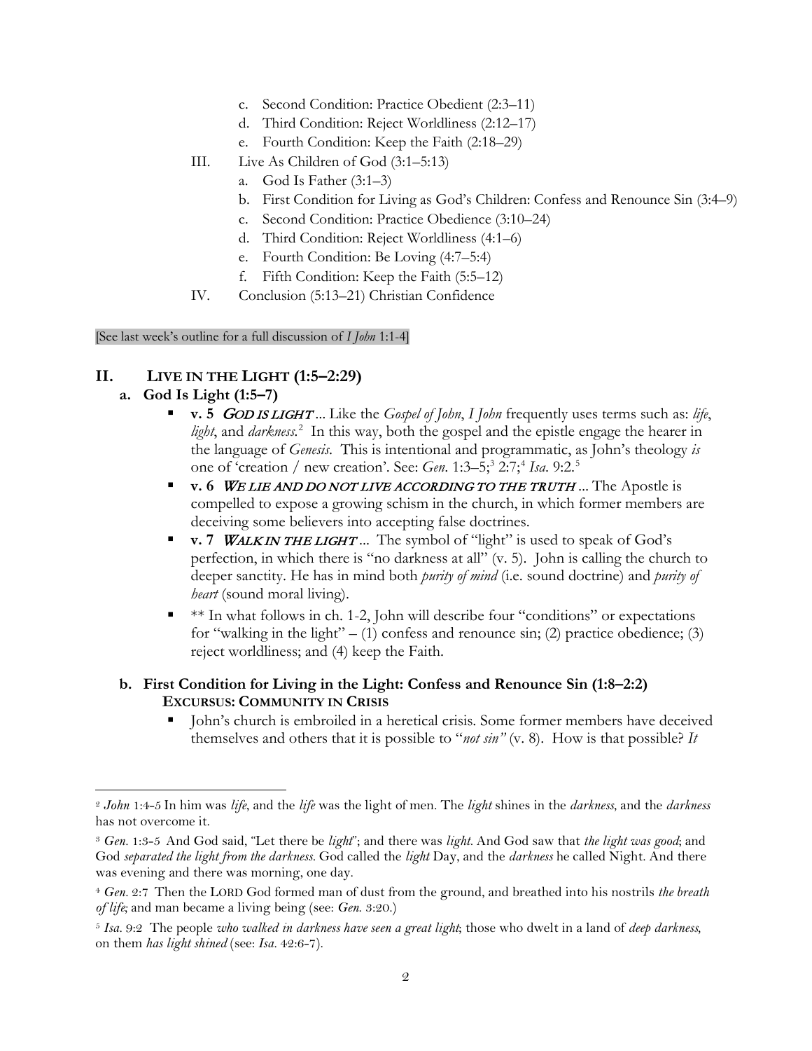c. Second Condition: Practice Obedient (2:3–11)
d. Third Condition: Reject Worldliness (2:12–17)
e. Fourth Condition: Keep the Faith (2:18–29)

III. Live As Children of God (3:1–5:13)
   a. God Is Father (3:1–3)
   b. First Condition for Living as God's Children: Confess and Renounce Sin (3:4–9)
   c. Second Condition: Practice Obedience (3:10–24)
   d. Third Condition: Reject Worldliness (4:1–6)
   e. Fourth Condition: Be Loving (4:7–5:4)
   f. Fifth Condition: Keep the Faith (5:5–12)

IV. Conclusion (5:13–21) Christian Confidence

[See last week's outline for a full discussion of *I John* 1:1-4]

## II. LIVE IN THE LIGHT (1:5–2:29)

### a. God Is Light (1:5–7)

- **v. 5** *GOD IS LIGHT* ... Like the *Gospel of John*, *I John* frequently uses terms such as: *life*, *light*, and *darkness*.[2] In this way, both the gospel and the epistle engage the hearer in the language of *Genesis*. This is intentional and programmatic, as John's theology *is* one of 'creation / new creation'. See: *Gen*. 1:3–5;[3] 2:7;[4] *Isa*. 9:2.[5]
- **v. 6** *WE LIE AND DO NOT LIVE ACCORDING TO THE TRUTH* ... The Apostle is compelled to expose a growing schism in the church, in which former members are deceiving some believers into accepting false doctrines.
- **v. 7** *WALK IN THE LIGHT* ... The symbol of "light" is used to speak of God's perfection, in which there is "no darkness at all" (v. 5). John is calling the church to deeper sanctity. He has in mind both *purity of mind* (i.e. sound doctrine) and *purity of heart* (sound moral living).
- ** In what follows in ch. 1-2, John will describe four "conditions" or expectations for "walking in the light" – (1) confess and renounce sin; (2) practice obedience; (3) reject worldliness; and (4) keep the Faith.

### b. First Condition for Living in the Light: Confess and Renounce Sin (1:8–2:2)

**EXCURSUS: COMMUNITY IN CRISIS**

- John's church is embroiled in a heretical crisis. Some former members have deceived themselves and others that it is possible to "*not sin"* (v. 8). How is that possible? *It*

---

[2] *John* 1:4-5 In him was *life*, and the *life* was the light of men. The *light* shines in the *darkness*, and the *darkness* has not overcome it.

[3] *Gen*. 1:3-5 And God said, "Let there be *light*"; and there was *light*. And God saw that *the light was good*; and God *separated the light from the darkness*. God called the *light* Day, and the *darkness* he called Night. And there was evening and there was morning, one day.

[4] *Gen*. 2:7 Then the LORD God formed man of dust from the ground, and breathed into his nostrils *the breath of life*; and man became a living being (see: *Gen*. 3:20.)

[5] *Isa*. 9:2 The people *who walked in darkness have seen a great light*; those who dwelt in a land of *deep darkness*, on them *has light shined* (see: *Isa*. 42:6-7).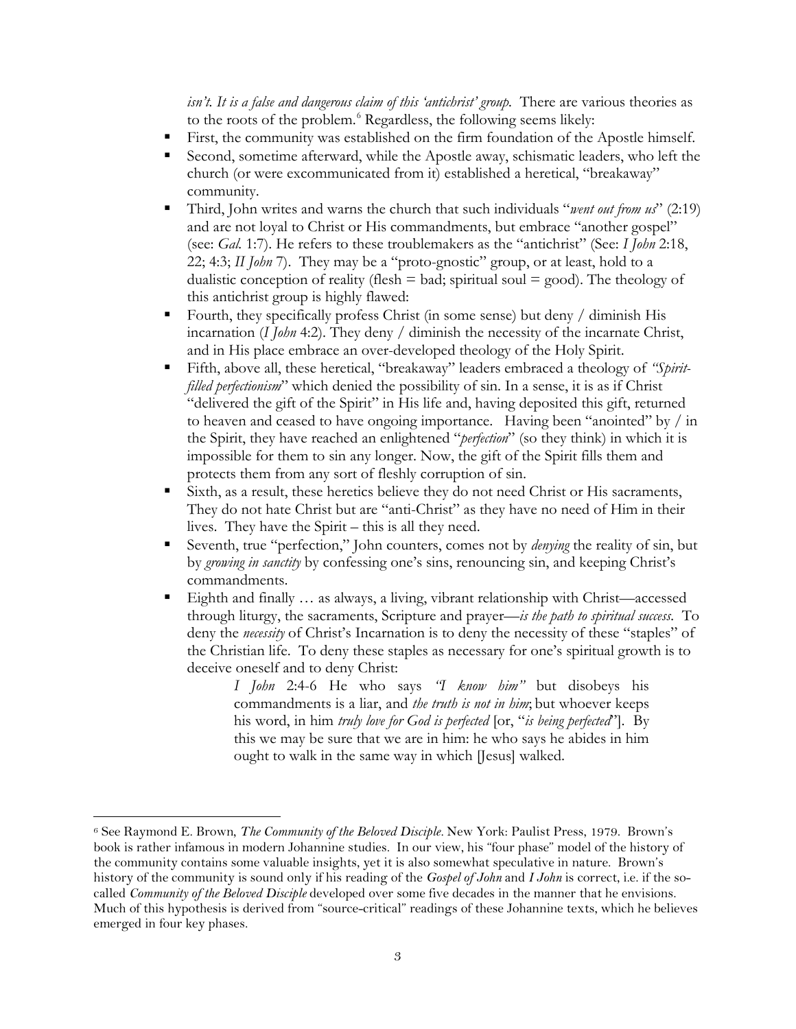*isn't. It is a false and dangerous claim of this 'antichrist' group.* There are various theories as to the roots of the problem.[6] Regardless, the following seems likely:

- First, the community was established on the firm foundation of the Apostle himself.
- Second, sometime afterward, while the Apostle away, schismatic leaders, who left the church (or were excommunicated from it) established a heretical, "breakaway" community.
- Third, John writes and warns the church that such individuals "*went out from us*" (2:19) and are not loyal to Christ or His commandments, but embrace "another gospel" (see: *Gal.* 1:7). He refers to these troublemakers as the "antichrist" (See: *I John* 2:18, 22; 4:3; *II John* 7). They may be a "proto-gnostic" group, or at least, hold to a dualistic conception of reality (flesh = bad; spiritual soul = good). The theology of this antichrist group is highly flawed:
- Fourth, they specifically profess Christ (in some sense) but deny / diminish His incarnation (*I John* 4:2). They deny / diminish the necessity of the incarnate Christ, and in His place embrace an over-developed theology of the Holy Spirit.
- Fifth, above all, these heretical, "breakaway" leaders embraced a theology of *"Spirit-filled perfectionism*" which denied the possibility of sin. In a sense, it is as if Christ "delivered the gift of the Spirit" in His life and, having deposited this gift, returned to heaven and ceased to have ongoing importance. Having been "anointed" by / in the Spirit, they have reached an enlightened "*perfection*" (so they think) in which it is impossible for them to sin any longer. Now, the gift of the Spirit fills them and protects them from any sort of fleshly corruption of sin.
- Sixth, as a result, these heretics believe they do not need Christ or His sacraments, They do not hate Christ but are "anti-Christ" as they have no need of Him in their lives. They have the Spirit – this is all they need.
- Seventh, true "perfection," John counters, comes not by *denying* the reality of sin, but by *growing in sanctity* by confessing one's sins, renouncing sin, and keeping Christ's commandments.
- Eighth and finally … as always, a living, vibrant relationship with Christ—accessed through liturgy, the sacraments, Scripture and prayer—*is the path to spiritual success*. To deny the *necessity* of Christ's Incarnation is to deny the necessity of these "staples" of the Christian life. To deny these staples as necessary for one's spiritual growth is to deceive oneself and to deny Christ:

> *I John* 2:4-6 He who says *"I know him"* but disobeys his commandments is a liar, and *the truth is not in him*; but whoever keeps his word, in him *truly love for God is perfected* [or, "*is being perfected*"]. By this we may be sure that we are in him: he who says he abides in him ought to walk in the same way in which [Jesus] walked.

---

[6] See Raymond E. Brown, *The Community of the Beloved Disciple*. New York: Paulist Press, 1979. Brown's book is rather infamous in modern Johannine studies. In our view, his "four phase" model of the history of the community contains some valuable insights, yet it is also somewhat speculative in nature. Brown's history of the community is sound only if his reading of the *Gospel of John* and *I John* is correct, i.e. if the so-called *Community of the Beloved Disciple* developed over some five decades in the manner that he envisions. Much of this hypothesis is derived from "source-critical" readings of these Johannine texts, which he believes emerged in four key phases.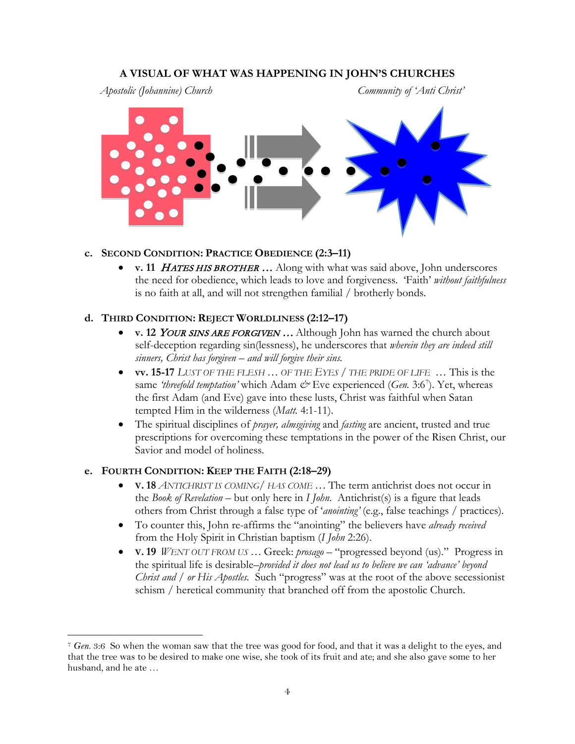**A VISUAL OF WHAT WAS HAPPENING IN JOHN'S CHURCHES**

*Apostolic (Johannine) Church* *Community of 'Anti Christ'*

c. **SECOND CONDITION: PRACTICE OBEDIENCE (2:3–11)**

- **v. 11** ***HATES HIS BROTHER …*** Along with what was said above, John underscores the need for obedience, which leads to love and forgiveness. 'Faith' *without faithfulness* is no faith at all, and will not strengthen familial / brotherly bonds.

d. **THIRD CONDITION: REJECT WORLDLINESS (2:12–17)**

- **v. 12** ***YOUR SINS ARE FORGIVEN …*** Although John has warned the church about self-deception regarding sin(lessness), he underscores that *wherein they are indeed still sinners, Christ has forgiven – and will forgive their sins.*
- **vv. 15-17** *LUST OF THE FLESH … OF THE EYES / THE PRIDE OF LIFE* … This is the same *'threefold temptation'* which Adam & Eve experienced (*Gen.* 3:6[7]). Yet, whereas the first Adam (and Eve) gave into these lusts, Christ was faithful when Satan tempted Him in the wilderness (*Matt.* 4:1-11).
- The spiritual disciplines of *prayer, almsgiving* and *fasting* are ancient, trusted and true prescriptions for overcoming these temptations in the power of the Risen Christ, our Savior and model of holiness.

e. **FOURTH CONDITION: KEEP THE FAITH (2:18–29)**

- **v. 18** *ANTICHRIST IS COMING / HAS COME* … The term antichrist does not occur in the *Book of Revelation* – but only here in *I John*. Antichrist(s) is a figure that leads others from Christ through a false type of '*anointing'* (e.g., false teachings / practices).
- To counter this, John re-affirms the "anointing" the believers have *already received* from the Holy Spirit in Christian baptism (*I John* 2:26).
- **v. 19** *WENT OUT FROM US* … Greek: *prosago* – "progressed beyond (us)." Progress in the spiritual life is desirable–*provided it does not lead us to believe we can 'advance' beyond Christ and / or His Apostles.* Such "progress" was at the root of the above secessionist schism / heretical community that branched off from the apostolic Church.

---

[7] *Gen.* 3:6 So when the woman saw that the tree was good for food, and that it was a delight to the eyes, and that the tree was to be desired to make one wise, she took of its fruit and ate; and she also gave some to her husband, and he ate …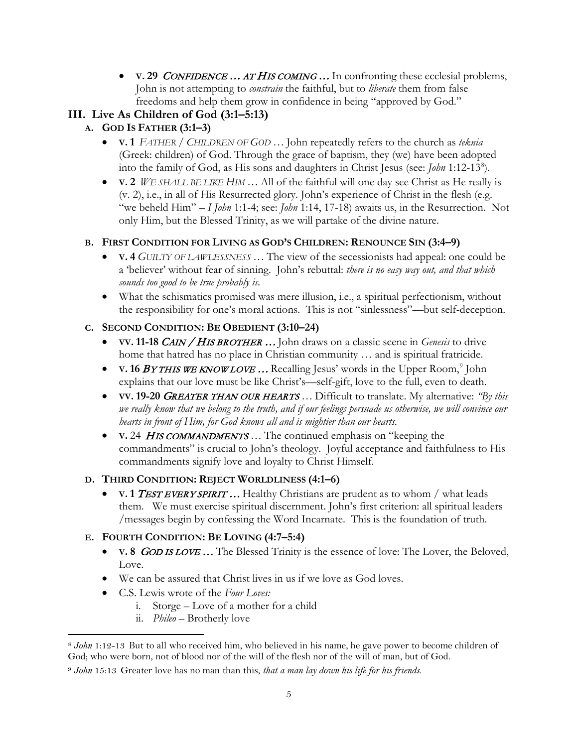- **V. 29** *CONFIDENCE … AT HIS COMING …* In confronting these ecclesial problems, John is not attempting to *constrain* the faithful, but to *liberate* them from false freedoms and help them grow in confidence in being "approved by God."

## III. Live As Children of God (3:1–5:13)

### A. God Is Father (3:1–3)

- **V. 1** *FATHER / CHILDREN OF GOD* … John repeatedly refers to the church as *teknia* (Greek: children) of God. Through the grace of baptism, they (we) have been adopted into the family of God, as His sons and daughters in Christ Jesus (see: *John* 1:12-13[8]).
- **V. 2** *WE SHALL BE LIKE HIM* … All of the faithful will one day see Christ as He really is (v. 2), i.e., in all of His Resurrected glory. John's experience of Christ in the flesh (e.g. "we beheld Him" – *I John* 1:1-4; see: *John* 1:14, 17-18) awaits us, in the Resurrection. Not only Him, but the Blessed Trinity, as we will partake of the divine nature.

### B. First Condition for Living as God's Children: Renounce Sin (3:4–9)

- **V. 4** *GUILTY OF LAWLESSNESS* … The view of the secessionists had appeal: one could be a 'believer' without fear of sinning. John's rebuttal: *there is no easy way out, and that which sounds too good to be true probably is.*
- What the schismatics promised was mere illusion, i.e., a spiritual perfectionism, without the responsibility for one's moral actions. This is not "sinlessness"—but self-deception.

### C. Second Condition: Be Obedient (3:10–24)

- **VV. 11-18** *CAIN / HIS BROTHER …* John draws on a classic scene in *Genesis* to drive home that hatred has no place in Christian community … and is spiritual fratricide.
- **V. 16** *BY THIS WE KNOW LOVE …* Recalling Jesus' words in the Upper Room,[9] John explains that our love must be like Christ's—self-gift, love to the full, even to death.
- **VV. 19-20** *GREATER THAN OUR HEARTS* … Difficult to translate. My alternative: *"By this we really know that we belong to the truth, and if our feelings persuade us otherwise, we will convince our hearts in front of Him, for God knows all and is mightier than our hearts.*
- **V. 24** *HIS COMMANDMENTS* … The continued emphasis on "keeping the commandments" is crucial to John's theology. Joyful acceptance and faithfulness to His commandments signify love and loyalty to Christ Himself.

### D. Third Condition: Reject Worldliness (4:1–6)

- **V. 1** *TEST EVERY SPIRIT …* Healthy Christians are prudent as to whom / what leads them. We must exercise spiritual discernment. John's first criterion: all spiritual leaders /messages begin by confessing the Word Incarnate. This is the foundation of truth.

### E. Fourth Condition: Be Loving (4:7–5:4)

- **V. 8** *GOD IS LOVE …* The Blessed Trinity is the essence of love: The Lover, the Beloved, Love.
- We can be assured that Christ lives in us if we love as God loves.
- C.S. Lewis wrote of the *Four Loves:*
    i. Storge – Love of a mother for a child
    ii. *Phileo* – Brotherly love

---

[8] *John* 1:12-13 But to all who received him, who believed in his name, he gave power to become children of God; who were born, not of blood nor of the will of the flesh nor of the will of man, but of God.

[9] *John* 15:13 Greater love has no man than this, *that a man lay down his life for his friends.*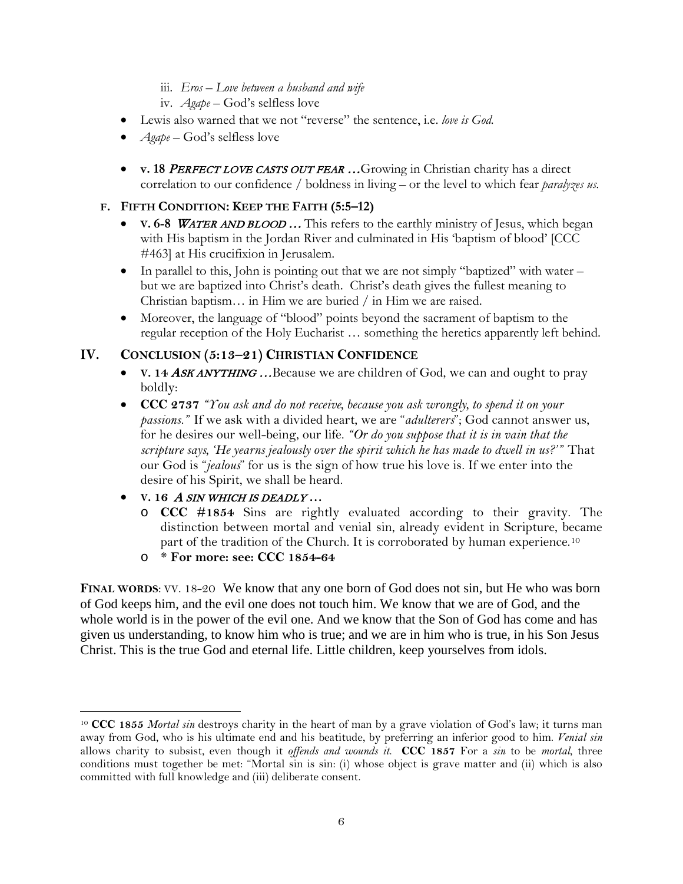iii. *Eros – Love between a husband and wife*
   iv. *Agape* – God's selfless love

- Lewis also warned that we not "reverse" the sentence, i.e. *love is God.*
- *Agape* – God's selfless love

- **v. 18** ***PERFECT LOVE CASTS OUT FEAR …***Growing in Christian charity has a direct correlation to our confidence / boldness in living – or the level to which fear *paralyzes us.*

### F. FIFTH CONDITION: KEEP THE FAITH (5:5–12)

- **V. 6-8** ***WATER AND BLOOD …*** This refers to the earthly ministry of Jesus, which began with His baptism in the Jordan River and culminated in His 'baptism of blood' [CCC #463] at His crucifixion in Jerusalem.
- In parallel to this, John is pointing out that we are not simply "baptized" with water – but we are baptized into Christ's death. Christ's death gives the fullest meaning to Christian baptism… in Him we are buried / in Him we are raised.
- Moreover, the language of "blood" points beyond the sacrament of baptism to the regular reception of the Holy Eucharist … something the heretics apparently left behind.

## IV. CONCLUSION (5:13–21) CHRISTIAN CONFIDENCE

- **V. 14** ***ASK ANYTHING …***Because we are children of God, we can and ought to pray boldly:
- **CCC 2737** *"You ask and do not receive, because you ask wrongly, to spend it on your passions."* If we ask with a divided heart, we are "*adulterers*"; God cannot answer us, for he desires our well-being, our life. *"Or do you suppose that it is in vain that the scripture says, 'He yearns jealously over the spirit which he has made to dwell in us?'"* That our God is "*jealous*" for us is the sign of how true his love is. If we enter into the desire of his Spirit, we shall be heard.
- **V. 16** ***A SIN WHICH IS DEADLY …***
  - **CCC #1854** Sins are rightly evaluated according to their gravity. The distinction between mortal and venial sin, already evident in Scripture, became part of the tradition of the Church. It is corroborated by human experience.[10]
  - **\* For more: see: CCC 1854-64**

**FINAL WORDS**: VV. 18-20 We know that any one born of God does not sin, but He who was born of God keeps him, and the evil one does not touch him. We know that we are of God, and the whole world is in the power of the evil one. And we know that the Son of God has come and has given us understanding, to know him who is true; and we are in him who is true, in his Son Jesus Christ. This is the true God and eternal life. Little children, keep yourselves from idols.

---

[10] **CCC 1855** *Mortal sin* destroys charity in the heart of man by a grave violation of God's law; it turns man away from God, who is his ultimate end and his beatitude, by preferring an inferior good to him. *Venial sin* allows charity to subsist, even though it *offends and wounds it.* **CCC 1857** For a *sin* to be *mortal*, three conditions must together be met: "Mortal sin is sin: (i) whose object is grave matter and (ii) which is also committed with full knowledge and (iii) deliberate consent.